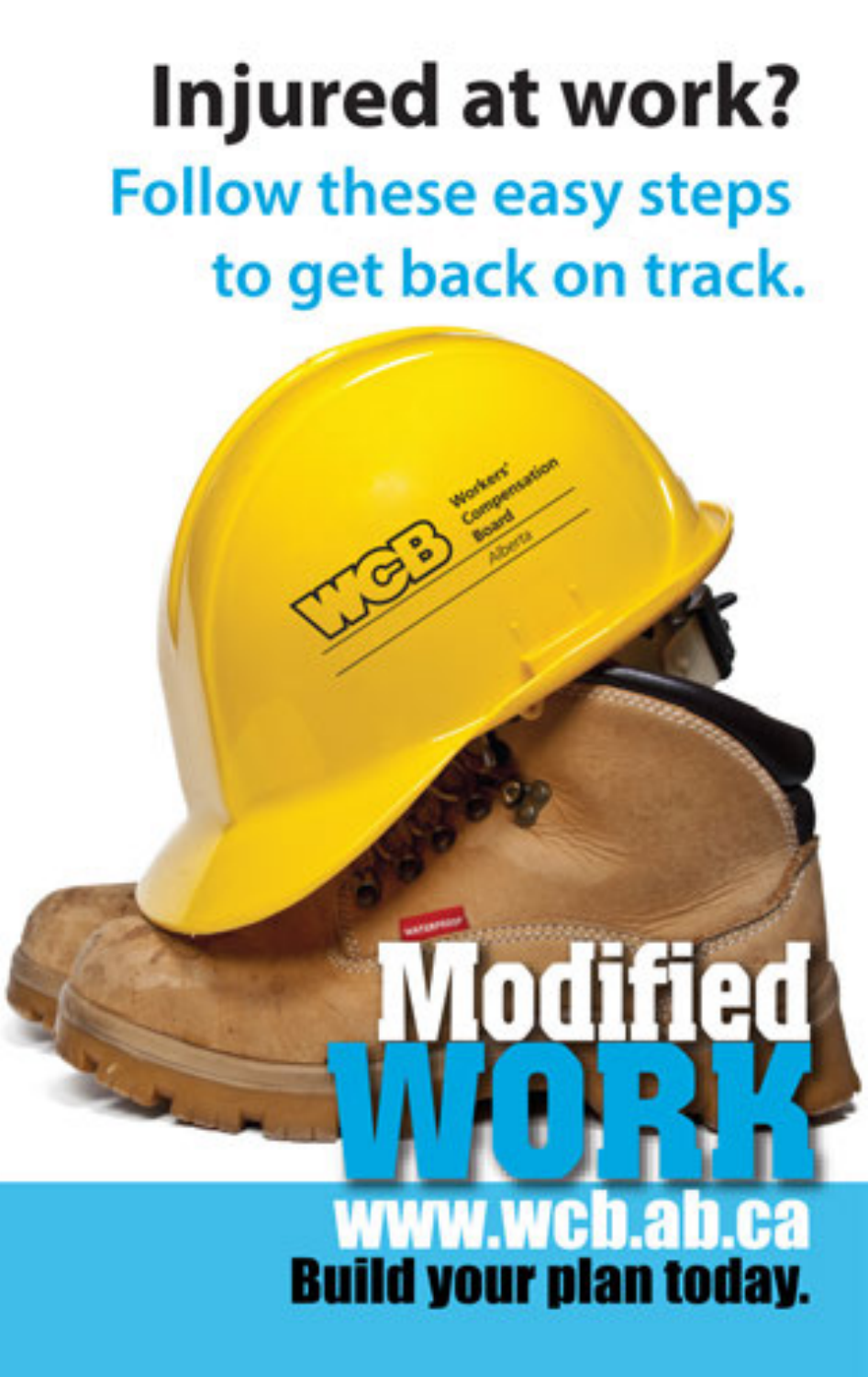# Injured at work?

## Follow these easy steps to get back on track.

# Modified WORK

**www.wcb.ab.ca**

**Build your plan today.**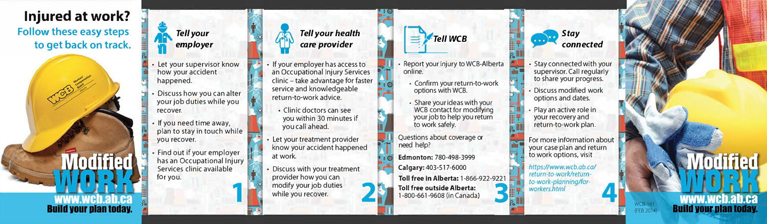# Injured at work?

## Follow these easy steps to get back on track.

Modified WORK

www.wcb.ab.ca

Build your plan today.

### Tell your employer

- Let your supervisor know how your accident happened.
- Discuss how you can alter your job duties while you recover.
- If you need time away, plan to stay in touch while you recover.
- Find out if your employer has an Occupational Injury Services clinic available for you.

1

### Tell your health care provider

- If your employer has access to an Occupational Injury Services clinic – take advantage for faster service and knowledgeable return-to-work advice.
  - Clinic doctors can see you within 30 minutes if you call ahead.
- Let your treatment provider know your accident happened at work.
- Discuss with your treatment provider how you can modify your job duties while you recover.

2

### Tell WCB

- Report your injury to WCB-Alberta online.
  - Confirm your return-to-work options with WCB.
  - Share your ideas with your WCB contact for modifying your job to help you return to work safely.

Questions about coverage or need help?

**Edmonton:** 780-498-3999

**Calgary:** 403-517-6000

**Toll free in Alberta:** 1-866-922-9221

**Toll free outside Alberta:** 1-800-661-9608 (in Canada)

3

### Stay connected

- Stay connected with your supervisor. Call regularly to share your progress.
- Discuss modified work options and dates.
- Play an active role in your recovery and return-to-work plan.

For more information about your case plan and return to work options, visit

*https://www.wcb.ab.ca/return-to-work/return-to-work-planning/for-workers.html*

4

Modified WORK

www.wcb.ab.ca

Build your plan today.

WCB-161 (FEB 2014)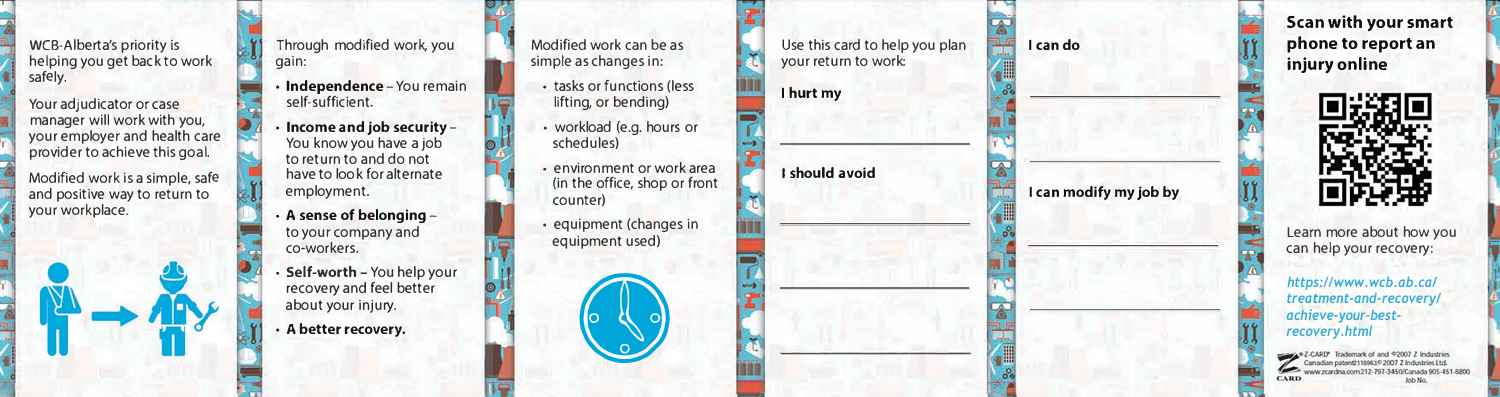WCB-Alberta's priority is helping you get back to work safely.

Your adjudicator or case manager will work with you, your employer and health care provider to achieve this goal.

Modified work is a simple, safe and positive way to return to your workplace.

Through modified work, you gain:

- **Independence** – You remain self-sufficient.
- **Income and job security** – You know you have a job to return to and do not have to look for alternate employment.
- **A sense of belonging** – to your company and co-workers.
- **Self-worth** – You help your recovery and feel better about your injury.
- **A better recovery.**

Modified work can be as simple as changes in:

- tasks or functions (less lifting, or bending)
- workload (e.g. hours or schedules)
- environment or work area (in the office, shop or front counter)
- equipment (changes in equipment used)

Use this card to help you plan your return to work:

**I hurt my**

\_\_\_\_\_\_\_\_\_\_\_\_\_\_\_\_\_\_\_\_

**I should avoid**

\_\_\_\_\_\_\_\_\_\_\_\_\_\_\_\_\_\_\_\_

\_\_\_\_\_\_\_\_\_\_\_\_\_\_\_\_\_\_\_\_

\_\_\_\_\_\_\_\_\_\_\_\_\_\_\_\_\_\_\_\_

**I can do**

\_\_\_\_\_\_\_\_\_\_\_\_\_\_\_\_\_\_\_\_

\_\_\_\_\_\_\_\_\_\_\_\_\_\_\_\_\_\_\_\_

**I can modify my job by**

\_\_\_\_\_\_\_\_\_\_\_\_\_\_\_\_\_\_\_\_

\_\_\_\_\_\_\_\_\_\_\_\_\_\_\_\_\_\_\_\_

## Scan with your smart phone to report an injury online

Learn more about how you can help your recovery:

*https://www.wcb.ab.ca/treatment-and-recovery/achieve-your-best-recovery.html*

®Z-CARD® Trademark of and ©2007 Z Industries Canadian patent#2116963® 2007 Z Industries Ltd. www.zcardna.com 212-797-3450/Canada 905-451-8800 Job No.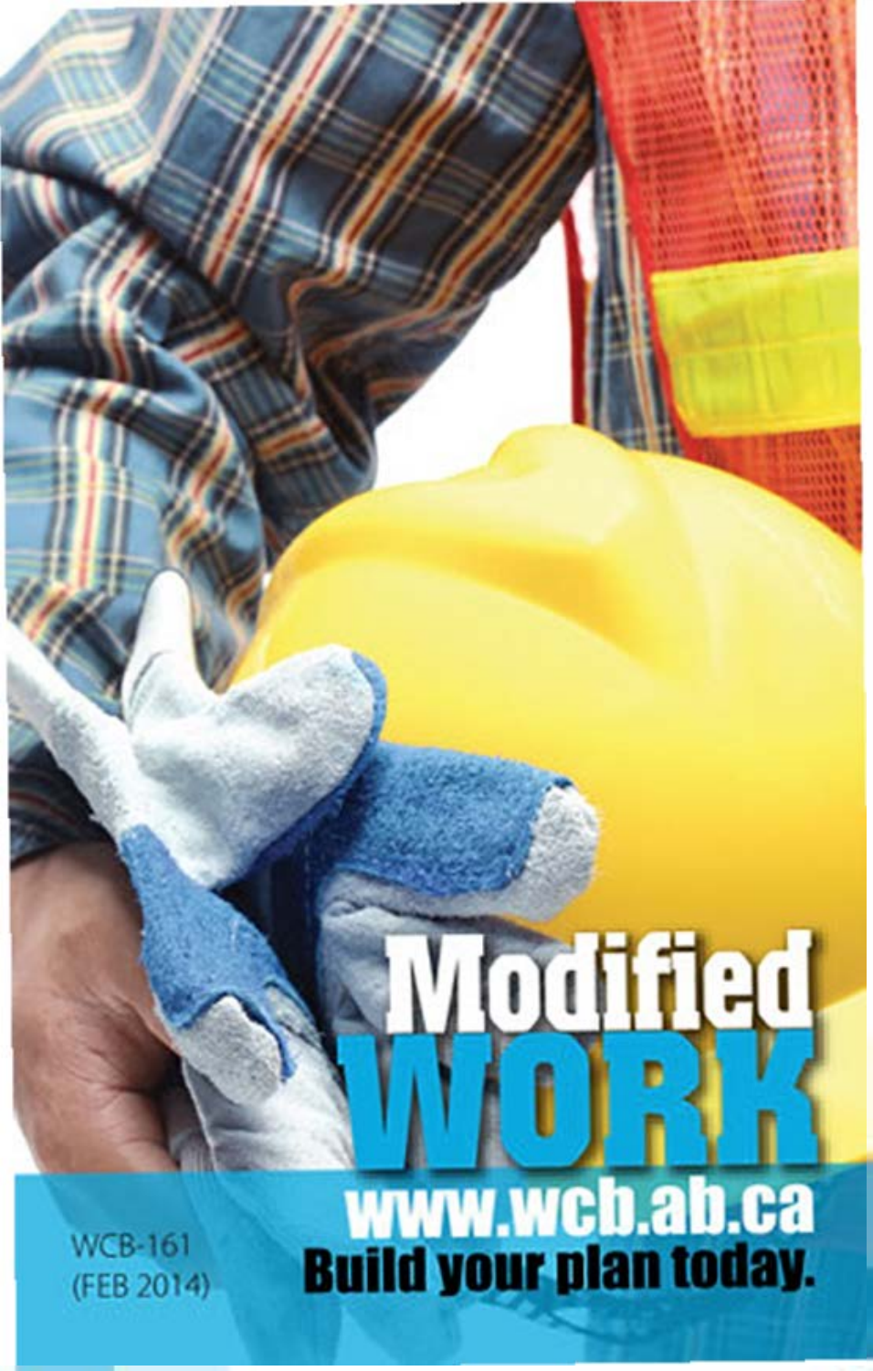# Modified WORK

**www.wcb.ab.ca**

**Build your plan today.**

WCB-161
(FEB 2014)